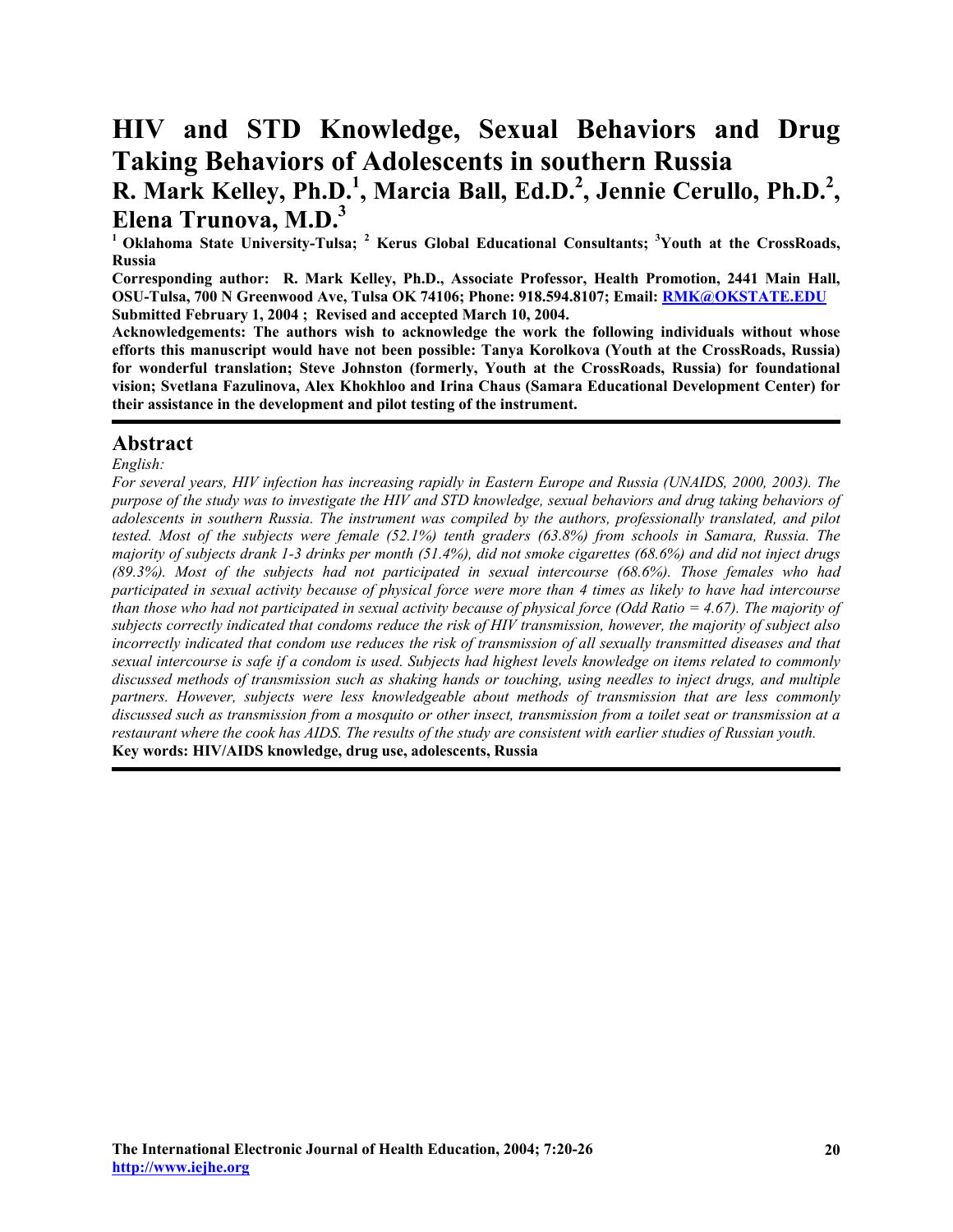# HIV and STD Knowledge, Sexual Behaviors and Drug Taking Behaviors of Adolescents in southern Russia

## R. Mark Kelley, Ph.D.[1], Marcia Ball, Ed.D.[2], Jennie Cerullo, Ph.D.[2], Elena Trunova, M.D.[3]

**[1] Oklahoma State University-Tulsa; [2] Kerus Global Educational Consultants; [3]Youth at the CrossRoads, Russia**

**Corresponding author: R. Mark Kelley, Ph.D., Associate Professor, Health Promotion, 2441 Main Hall, OSU-Tulsa, 700 N Greenwood Ave, Tulsa OK 74106; Phone: 918.594.8107; Email: RMK@OKSTATE.EDU**

**Submitted February 1, 2004 ; Revised and accepted March 10, 2004.**

**Acknowledgements: The authors wish to acknowledge the work the following individuals without whose efforts this manuscript would have not been possible: Tanya Korolkova (Youth at the CrossRoads, Russia) for wonderful translation; Steve Johnston (formerly, Youth at the CrossRoads, Russia) for foundational vision; Svetlana Fazulinova, Alex Khokhloo and Irina Chaus (Samara Educational Development Center) for their assistance in the development and pilot testing of the instrument.**

## Abstract

*English:*

*For several years, HIV infection has increasing rapidly in Eastern Europe and Russia (UNAIDS, 2000, 2003). The purpose of the study was to investigate the HIV and STD knowledge, sexual behaviors and drug taking behaviors of adolescents in southern Russia. The instrument was compiled by the authors, professionally translated, and pilot tested. Most of the subjects were female (52.1%) tenth graders (63.8%) from schools in Samara, Russia. The majority of subjects drank 1-3 drinks per month (51.4%), did not smoke cigarettes (68.6%) and did not inject drugs (89.3%). Most of the subjects had not participated in sexual intercourse (68.6%). Those females who had participated in sexual activity because of physical force were more than 4 times as likely to have had intercourse than those who had not participated in sexual activity because of physical force (Odd Ratio = 4.67). The majority of subjects correctly indicated that condoms reduce the risk of HIV transmission, however, the majority of subject also incorrectly indicated that condom use reduces the risk of transmission of all sexually transmitted diseases and that sexual intercourse is safe if a condom is used. Subjects had highest levels knowledge on items related to commonly discussed methods of transmission such as shaking hands or touching, using needles to inject drugs, and multiple partners. However, subjects were less knowledgeable about methods of transmission that are less commonly discussed such as transmission from a mosquito or other insect, transmission from a toilet seat or transmission at a restaurant where the cook has AIDS. The results of the study are consistent with earlier studies of Russian youth.*

**Key words: HIV/AIDS knowledge, drug use, adolescents, Russia**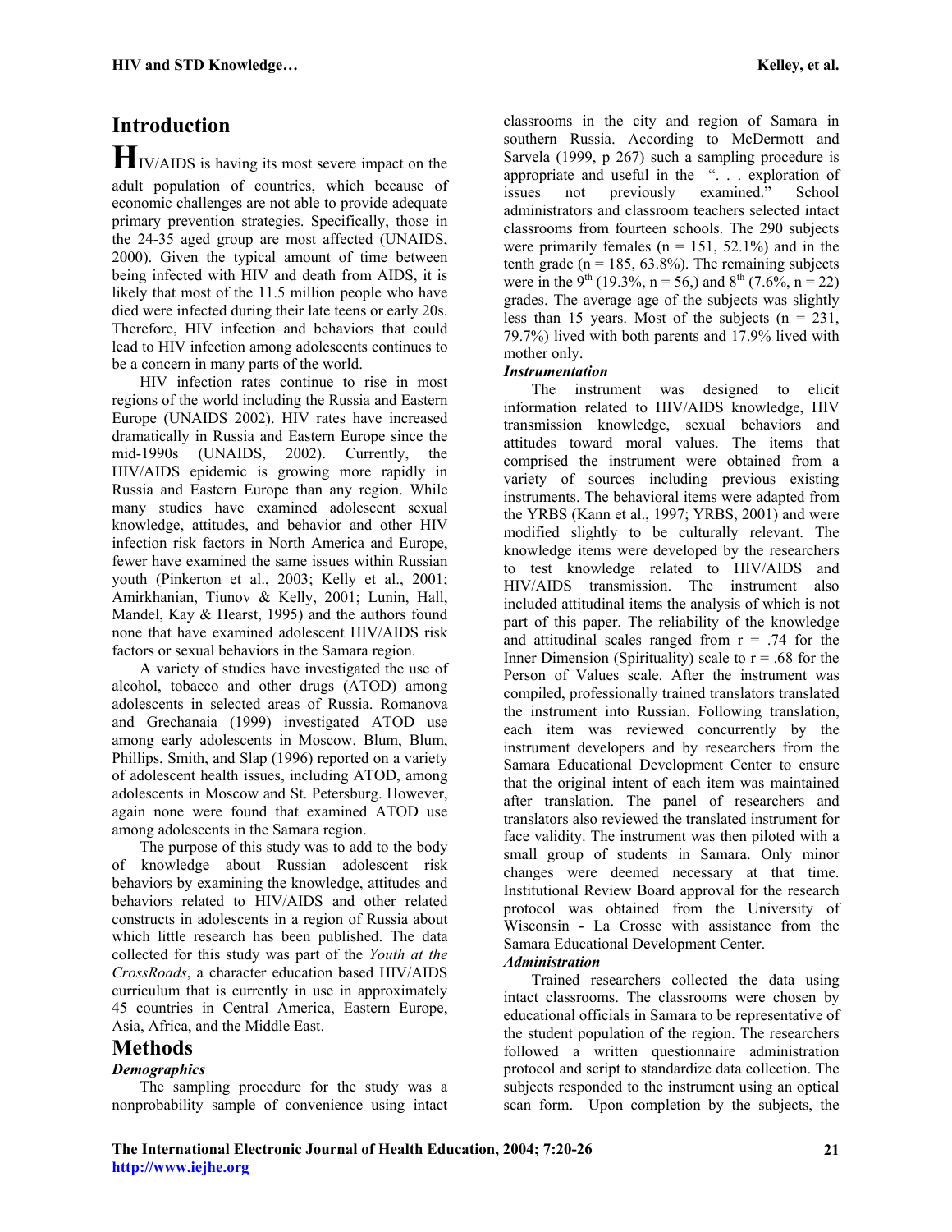## Introduction

HIV/AIDS is having its most severe impact on the adult population of countries, which because of economic challenges are not able to provide adequate primary prevention strategies. Specifically, those in the 24-35 aged group are most affected (UNAIDS, 2000). Given the typical amount of time between being infected with HIV and death from AIDS, it is likely that most of the 11.5 million people who have died were infected during their late teens or early 20s. Therefore, HIV infection and behaviors that could lead to HIV infection among adolescents continues to be a concern in many parts of the world.

HIV infection rates continue to rise in most regions of the world including the Russia and Eastern Europe (UNAIDS 2002). HIV rates have increased dramatically in Russia and Eastern Europe since the mid-1990s (UNAIDS, 2002). Currently, the HIV/AIDS epidemic is growing more rapidly in Russia and Eastern Europe than any region. While many studies have examined adolescent sexual knowledge, attitudes, and behavior and other HIV infection risk factors in North America and Europe, fewer have examined the same issues within Russian youth (Pinkerton et al., 2003; Kelly et al., 2001; Amirkhanian, Tiunov & Kelly, 2001; Lunin, Hall, Mandel, Kay & Hearst, 1995) and the authors found none that have examined adolescent HIV/AIDS risk factors or sexual behaviors in the Samara region.

A variety of studies have investigated the use of alcohol, tobacco and other drugs (ATOD) among adolescents in selected areas of Russia. Romanova and Grechanaia (1999) investigated ATOD use among early adolescents in Moscow. Blum, Blum, Phillips, Smith, and Slap (1996) reported on a variety of adolescent health issues, including ATOD, among adolescents in Moscow and St. Petersburg. However, again none were found that examined ATOD use among adolescents in the Samara region.

The purpose of this study was to add to the body of knowledge about Russian adolescent risk behaviors by examining the knowledge, attitudes and behaviors related to HIV/AIDS and other related constructs in adolescents in a region of Russia about which little research has been published. The data collected for this study was part of the *Youth at the CrossRoads*, a character education based HIV/AIDS curriculum that is currently in use in approximately 45 countries in Central America, Eastern Europe, Asia, Africa, and the Middle East.

## Methods

### *Demographics*

The sampling procedure for the study was a nonprobability sample of convenience using intact classrooms in the city and region of Samara in southern Russia. According to McDermott and Sarvela (1999, p 267) such a sampling procedure is appropriate and useful in the ". . . exploration of issues not previously examined." School administrators and classroom teachers selected intact classrooms from fourteen schools. The 290 subjects were primarily females (n = 151, 52.1%) and in the tenth grade (n = 185, 63.8%). The remaining subjects were in the 9th (19.3%, n = 56,) and 8th (7.6%, n = 22) grades. The average age of the subjects was slightly less than 15 years. Most of the subjects (n = 231, 79.7%) lived with both parents and 17.9% lived with mother only.

### *Instrumentation*

The instrument was designed to elicit information related to HIV/AIDS knowledge, HIV transmission knowledge, sexual behaviors and attitudes toward moral values. The items that comprised the instrument were obtained from a variety of sources including previous existing instruments. The behavioral items were adapted from the YRBS (Kann et al., 1997; YRBS, 2001) and were modified slightly to be culturally relevant. The knowledge items were developed by the researchers to test knowledge related to HIV/AIDS and HIV/AIDS transmission. The instrument also included attitudinal items the analysis of which is not part of this paper. The reliability of the knowledge and attitudinal scales ranged from r = .74 for the Inner Dimension (Spirituality) scale to r = .68 for the Person of Values scale. After the instrument was compiled, professionally trained translators translated the instrument into Russian. Following translation, each item was reviewed concurrently by the instrument developers and by researchers from the Samara Educational Development Center to ensure that the original intent of each item was maintained after translation. The panel of researchers and translators also reviewed the translated instrument for face validity. The instrument was then piloted with a small group of students in Samara. Only minor changes were deemed necessary at that time. Institutional Review Board approval for the research protocol was obtained from the University of Wisconsin - La Crosse with assistance from the Samara Educational Development Center.

### *Administration*

Trained researchers collected the data using intact classrooms. The classrooms were chosen by educational officials in Samara to be representative of the student population of the region. The researchers followed a written questionnaire administration protocol and script to standardize data collection. The subjects responded to the instrument using an optical scan form. Upon completion by the subjects, the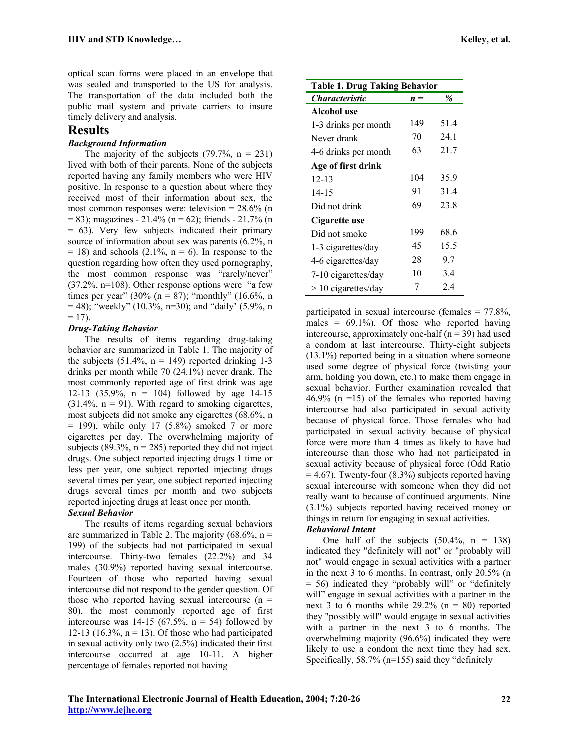optical scan forms were placed in an envelope that was sealed and transported to the US for analysis. The transportation of the data included both the public mail system and private carriers to insure timely delivery and analysis.

# Results

### *Background Information*

The majority of the subjects (79.7%, n = 231) lived with both of their parents. None of the subjects reported having any family members who were HIV positive. In response to a question about where they received most of their information about sex, the most common responses were: television = 28.6% (n = 83); magazines - 21.4% (n = 62); friends - 21.7% (n = 63). Very few subjects indicated their primary source of information about sex was parents (6.2%, n = 18) and schools (2.1%, n = 6). In response to the question regarding how often they used pornography, the most common response was "rarely/never" (37.2%, n=108). Other response options were "a few times per year" (30% (n = 87); "monthly" (16.6%, n = 48); "weekly" (10.3%, n=30); and "daily' (5.9%, n = 17).

### *Drug-Taking Behavior*

The results of items regarding drug-taking behavior are summarized in Table 1. The majority of the subjects (51.4%, n = 149) reported drinking 1-3 drinks per month while 70 (24.1%) never drank. The most commonly reported age of first drink was age 12-13 (35.9%, n = 104) followed by age 14-15 (31.4%, n = 91). With regard to smoking cigarettes, most subjects did not smoke any cigarettes (68.6%, n = 199), while only 17 (5.8%) smoked 7 or more cigarettes per day. The overwhelming majority of subjects (89.3%, n = 285) reported they did not inject drugs. One subject reported injecting drugs 1 time or less per year, one subject reported injecting drugs several times per year, one subject reported injecting drugs several times per month and two subjects reported injecting drugs at least once per month.

**Table 1. Drug Taking Behavior**

| *Characteristic* | *n =* | *%* |
|---|---|---|
| **Alcohol use** | | |
| 1-3 drinks per month | 149 | 51.4 |
| Never drank | 70 | 24.1 |
| 4-6 drinks per month | 63 | 21.7 |
| **Age of first drink** | | |
| 12-13 | 104 | 35.9 |
| 14-15 | 91 | 31.4 |
| Did not drink | 69 | 23.8 |
| **Cigarette use** | | |
| Did not smoke | 199 | 68.6 |
| 1-3 cigarettes/day | 45 | 15.5 |
| 4-6 cigarettes/day | 28 | 9.7 |
| 7-10 cigarettes/day | 10 | 3.4 |
| > 10 cigarettes/day | 7 | 2.4 |

### *Sexual Behavior*

The results of items regarding sexual behaviors are summarized in Table 2. The majority (68.6%, n = 199) of the subjects had not participated in sexual intercourse. Thirty-two females (22.2%) and 34 males (30.9%) reported having sexual intercourse. Fourteen of those who reported having sexual intercourse did not respond to the gender question. Of those who reported having sexual intercourse (n = 80), the most commonly reported age of first intercourse was 14-15 (67.5%, n = 54) followed by 12-13 (16.3%, n = 13). Of those who had participated in sexual activity only two (2.5%) indicated their first intercourse occurred at age 10-11. A higher percentage of females reported not having participated in sexual intercourse (females = 77.8%, males = 69.1%). Of those who reported having intercourse, approximately one-half (n = 39) had used a condom at last intercourse. Thirty-eight subjects (13.1%) reported being in a situation where someone used some degree of physical force (twisting your arm, holding you down, etc.) to make them engage in sexual behavior. Further examination revealed that 46.9% (n =15) of the females who reported having intercourse had also participated in sexual activity because of physical force. Those females who had participated in sexual activity because of physical force were more than 4 times as likely to have had intercourse than those who had not participated in sexual activity because of physical force (Odd Ratio = 4.67). Twenty-four (8.3%) subjects reported having sexual intercourse with someone when they did not really want to because of continued arguments. Nine (3.1%) subjects reported having received money or things in return for engaging in sexual activities.

### *Behavioral Intent*

One half of the subjects (50.4%, n = 138) indicated they "definitely will not" or "probably will not" would engage in sexual activities with a partner in the next 3 to 6 months. In contrast, only 20.5% (n = 56) indicated they "probably will" or "definitely will" engage in sexual activities with a partner in the next 3 to 6 months while 29.2% (n = 80) reported they "possibly will" would engage in sexual activities with a partner in the next 3 to 6 months. The overwhelming majority (96.6%) indicated they were likely to use a condom the next time they had sex. Specifically, 58.7% (n=155) said they "definitely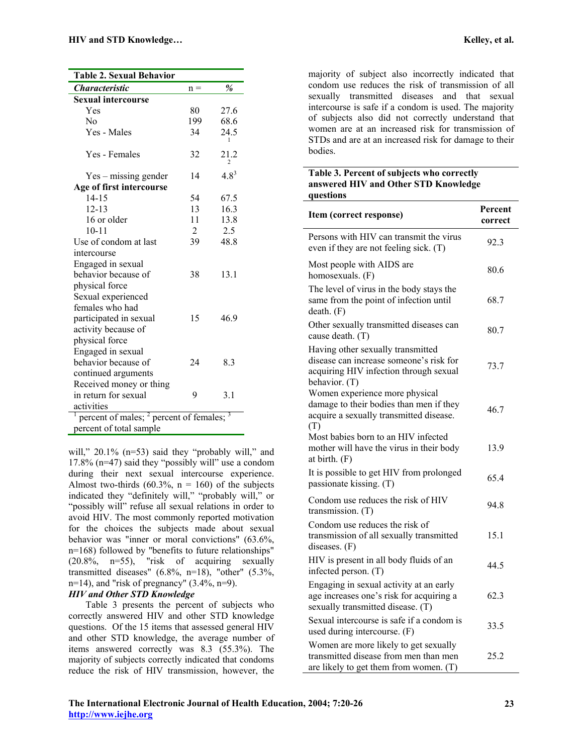**Table 2. Sexual Behavior**

| Characteristic | n = | % |
|---|---|---|
| **Sexual intercourse** | | |
| Yes | 80 | 27.6 |
| No | 199 | 68.6 |
| Yes - Males | 34 | 24.5[1] |
| Yes - Females | 32 | 21.2[2] |
| Yes – missing gender | 14 | 4.8[3] |
| **Age of first intercourse** | | |
| 14-15 | 54 | 67.5 |
| 12-13 | 13 | 16.3 |
| 16 or older | 11 | 13.8 |
| 10-11 | 2 | 2.5 |
| Use of condom at last intercourse | 39 | 48.8 |
| Engaged in sexual behavior because of physical force | 38 | 13.1 |
| Sexual experienced females who had participated in sexual activity because of physical force | 15 | 46.9 |
| Engaged in sexual behavior because of continued arguments | 24 | 8.3 |
| Received money or thing in return for sexual activities | 9 | 3.1 |

[1] percent of males; [2] percent of females; [3] percent of total sample

will," 20.1% (n=53) said they "probably will," and 17.8% (n=47) said they "possibly will" use a condom during their next sexual intercourse experience. Almost two-thirds (60.3%, n = 160) of the subjects indicated they "definitely will," "probably will," or "possibly will" refuse all sexual relations in order to avoid HIV. The most commonly reported motivation for the choices the subjects made about sexual behavior was "inner or moral convictions" (63.6%, n=168) followed by "benefits to future relationships" (20.8%, n=55), "risk of acquiring sexually transmitted diseases" (6.8%, n=18), "other" (5.3%, n=14), and "risk of pregnancy" (3.4%, n=9).

***HIV and Other STD Knowledge***

Table 3 presents the percent of subjects who correctly answered HIV and other STD knowledge questions. Of the 15 items that assessed general HIV and other STD knowledge, the average number of items answered correctly was 8.3 (55.3%). The majority of subjects correctly indicated that condoms reduce the risk of HIV transmission, however, the majority of subject also incorrectly indicated that condom use reduces the risk of transmission of all sexually transmitted diseases and that sexual intercourse is safe if a condom is used. The majority of subjects also did not correctly understand that women are at an increased risk for transmission of STDs and are at an increased risk for damage to their bodies.

**Table 3. Percent of subjects who correctly answered HIV and Other STD Knowledge questions**

| Item (correct response) | Percent correct |
|---|---|
| Persons with HIV can transmit the virus even if they are not feeling sick. (T) | 92.3 |
| Most people with AIDS are homosexuals. (F) | 80.6 |
| The level of virus in the body stays the same from the point of infection until death. (F) | 68.7 |
| Other sexually transmitted diseases can cause death. (T) | 80.7 |
| Having other sexually transmitted disease can increase someone's risk for acquiring HIV infection through sexual behavior. (T) | 73.7 |
| Women experience more physical damage to their bodies than men if they acquire a sexually transmitted disease. (T) | 46.7 |
| Most babies born to an HIV infected mother will have the virus in their body at birth. (F) | 13.9 |
| It is possible to get HIV from prolonged passionate kissing. (T) | 65.4 |
| Condom use reduces the risk of HIV transmission. (T) | 94.8 |
| Condom use reduces the risk of transmission of all sexually transmitted diseases. (F) | 15.1 |
| HIV is present in all body fluids of an infected person. (T) | 44.5 |
| Engaging in sexual activity at an early age increases one's risk for acquiring a sexually transmitted disease. (T) | 62.3 |
| Sexual intercourse is safe if a condom is used during intercourse. (F) | 33.5 |
| Women are more likely to get sexually transmitted disease from men than men are likely to get them from women. (T) | 25.2 |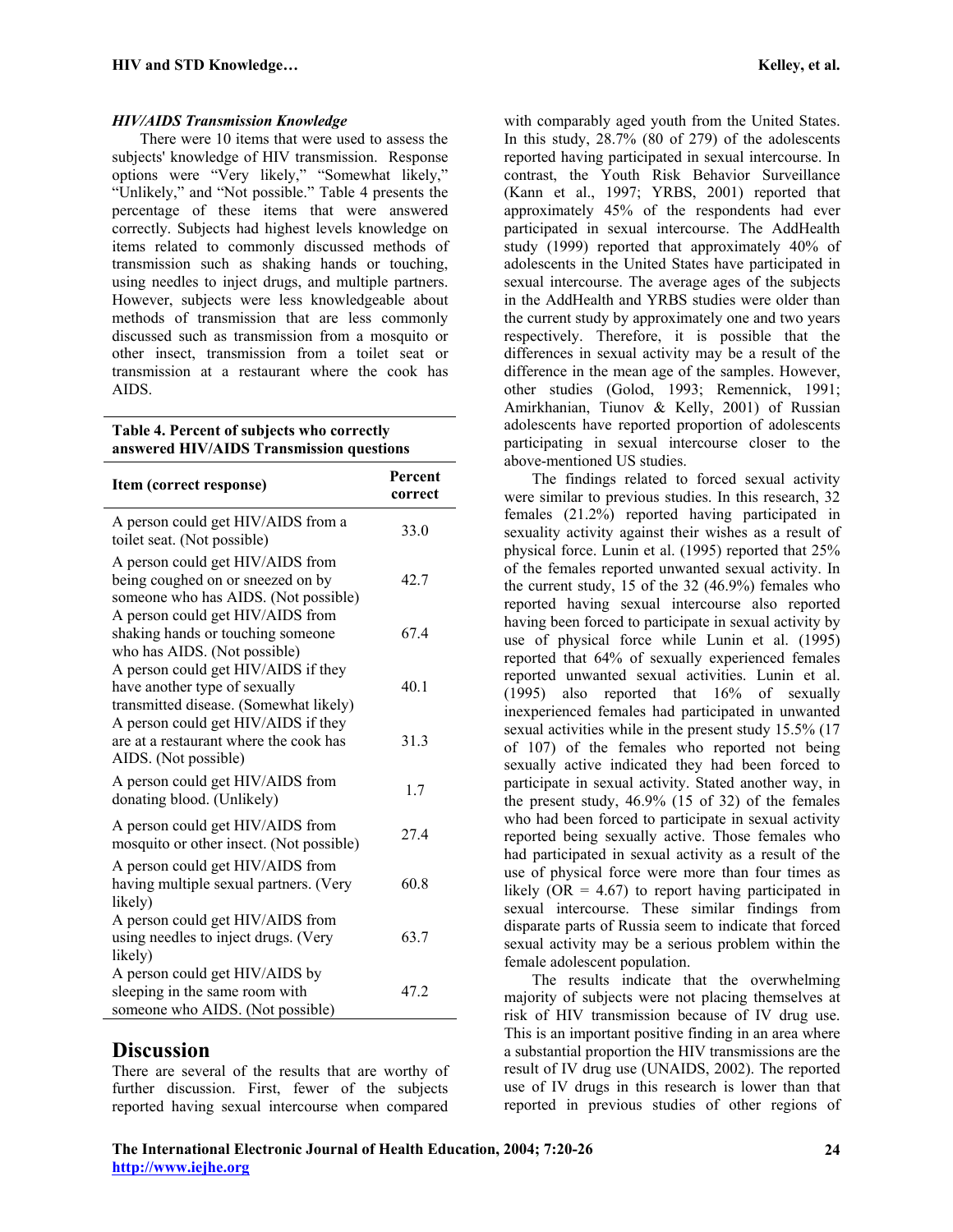### *HIV/AIDS Transmission Knowledge*

There were 10 items that were used to assess the subjects' knowledge of HIV transmission. Response options were "Very likely," "Somewhat likely," "Unlikely," and "Not possible." Table 4 presents the percentage of these items that were answered correctly. Subjects had highest levels knowledge on items related to commonly discussed methods of transmission such as shaking hands or touching, using needles to inject drugs, and multiple partners. However, subjects were less knowledgeable about methods of transmission that are less commonly discussed such as transmission from a mosquito or other insect, transmission from a toilet seat or transmission at a restaurant where the cook has AIDS.

**Table 4. Percent of subjects who correctly answered HIV/AIDS Transmission questions**

| Item (correct response) | Percent correct |
|---|---|
| A person could get HIV/AIDS from a toilet seat. (Not possible) | 33.0 |
| A person could get HIV/AIDS from being coughed on or sneezed on by someone who has AIDS. (Not possible) | 42.7 |
| A person could get HIV/AIDS from shaking hands or touching someone who has AIDS. (Not possible) | 67.4 |
| A person could get HIV/AIDS if they have another type of sexually transmitted disease. (Somewhat likely) | 40.1 |
| A person could get HIV/AIDS if they are at a restaurant where the cook has AIDS. (Not possible) | 31.3 |
| A person could get HIV/AIDS from donating blood. (Unlikely) | 1.7 |
| A person could get HIV/AIDS from mosquito or other insect. (Not possible) | 27.4 |
| A person could get HIV/AIDS from having multiple sexual partners. (Very likely) | 60.8 |
| A person could get HIV/AIDS from using needles to inject drugs. (Very likely) | 63.7 |
| A person could get HIV/AIDS by sleeping in the same room with someone who AIDS. (Not possible) | 47.2 |

## Discussion

There are several of the results that are worthy of further discussion. First, fewer of the subjects reported having sexual intercourse when compared with comparably aged youth from the United States. In this study, 28.7% (80 of 279) of the adolescents reported having participated in sexual intercourse. In contrast, the Youth Risk Behavior Surveillance (Kann et al., 1997; YRBS, 2001) reported that approximately 45% of the respondents had ever participated in sexual intercourse. The AddHealth study (1999) reported that approximately 40% of adolescents in the United States have participated in sexual intercourse. The average ages of the subjects in the AddHealth and YRBS studies were older than the current study by approximately one and two years respectively. Therefore, it is possible that the differences in sexual activity may be a result of the difference in the mean age of the samples. However, other studies (Golod, 1993; Remennick, 1991; Amirkhanian, Tiunov & Kelly, 2001) of Russian adolescents have reported proportion of adolescents participating in sexual intercourse closer to the above-mentioned US studies.

The findings related to forced sexual activity were similar to previous studies. In this research, 32 females (21.2%) reported having participated in sexuality activity against their wishes as a result of physical force. Lunin et al. (1995) reported that 25% of the females reported unwanted sexual activity. In the current study, 15 of the 32 (46.9%) females who reported having sexual intercourse also reported having been forced to participate in sexual activity by use of physical force while Lunin et al. (1995) reported that 64% of sexually experienced females reported unwanted sexual activities. Lunin et al. (1995) also reported that 16% of sexually inexperienced females had participated in unwanted sexual activities while in the present study 15.5% (17 of 107) of the females who reported not being sexually active indicated they had been forced to participate in sexual activity. Stated another way, in the present study, 46.9% (15 of 32) of the females who had been forced to participate in sexual activity reported being sexually active. Those females who had participated in sexual activity as a result of the use of physical force were more than four times as likely (OR = 4.67) to report having participated in sexual intercourse. These similar findings from disparate parts of Russia seem to indicate that forced sexual activity may be a serious problem within the female adolescent population.

The results indicate that the overwhelming majority of subjects were not placing themselves at risk of HIV transmission because of IV drug use. This is an important positive finding in an area where a substantial proportion the HIV transmissions are the result of IV drug use (UNAIDS, 2002). The reported use of IV drugs in this research is lower than that reported in previous studies of other regions of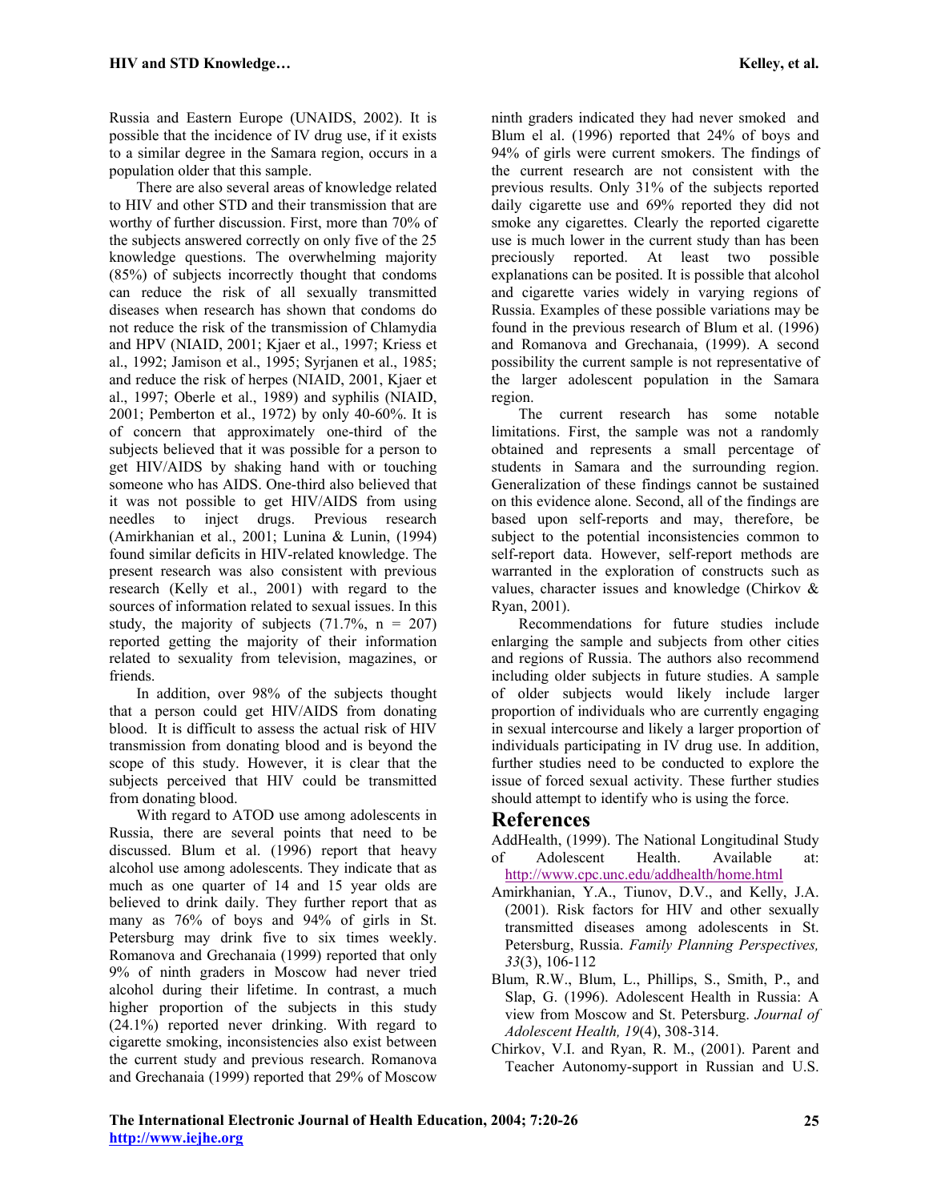Russia and Eastern Europe (UNAIDS, 2002). It is possible that the incidence of IV drug use, if it exists to a similar degree in the Samara region, occurs in a population older that this sample.

There are also several areas of knowledge related to HIV and other STD and their transmission that are worthy of further discussion. First, more than 70% of the subjects answered correctly on only five of the 25 knowledge questions. The overwhelming majority (85%) of subjects incorrectly thought that condoms can reduce the risk of all sexually transmitted diseases when research has shown that condoms do not reduce the risk of the transmission of Chlamydia and HPV (NIAID, 2001; Kjaer et al., 1997; Kriess et al., 1992; Jamison et al., 1995; Syrjanen et al., 1985; and reduce the risk of herpes (NIAID, 2001, Kjaer et al., 1997; Oberle et al., 1989) and syphilis (NIAID, 2001; Pemberton et al., 1972) by only 40-60%. It is of concern that approximately one-third of the subjects believed that it was possible for a person to get HIV/AIDS by shaking hand with or touching someone who has AIDS. One-third also believed that it was not possible to get HIV/AIDS from using needles to inject drugs. Previous research (Amirkhanian et al., 2001; Lunina & Lunin, (1994) found similar deficits in HIV-related knowledge. The present research was also consistent with previous research (Kelly et al., 2001) with regard to the sources of information related to sexual issues. In this study, the majority of subjects (71.7%, n = 207) reported getting the majority of their information related to sexuality from television, magazines, or friends.

In addition, over 98% of the subjects thought that a person could get HIV/AIDS from donating blood. It is difficult to assess the actual risk of HIV transmission from donating blood and is beyond the scope of this study. However, it is clear that the subjects perceived that HIV could be transmitted from donating blood.

With regard to ATOD use among adolescents in Russia, there are several points that need to be discussed. Blum et al. (1996) report that heavy alcohol use among adolescents. They indicate that as much as one quarter of 14 and 15 year olds are believed to drink daily. They further report that as many as 76% of boys and 94% of girls in St. Petersburg may drink five to six times weekly. Romanova and Grechanaia (1999) reported that only 9% of ninth graders in Moscow had never tried alcohol during their lifetime. In contrast, a much higher proportion of the subjects in this study (24.1%) reported never drinking. With regard to cigarette smoking, inconsistencies also exist between the current study and previous research. Romanova and Grechanaia (1999) reported that 29% of Moscow ninth graders indicated they had never smoked and Blum el al. (1996) reported that 24% of boys and 94% of girls were current smokers. The findings of the current research are not consistent with the previous results. Only 31% of the subjects reported daily cigarette use and 69% reported they did not smoke any cigarettes. Clearly the reported cigarette use is much lower in the current study than has been preciously reported. At least two possible explanations can be posited. It is possible that alcohol and cigarette varies widely in varying regions of Russia. Examples of these possible variations may be found in the previous research of Blum et al. (1996) and Romanova and Grechanaia, (1999). A second possibility the current sample is not representative of the larger adolescent population in the Samara region.

The current research has some notable limitations. First, the sample was not a randomly obtained and represents a small percentage of students in Samara and the surrounding region. Generalization of these findings cannot be sustained on this evidence alone. Second, all of the findings are based upon self-reports and may, therefore, be subject to the potential inconsistencies common to self-report data. However, self-report methods are warranted in the exploration of constructs such as values, character issues and knowledge (Chirkov & Ryan, 2001).

Recommendations for future studies include enlarging the sample and subjects from other cities and regions of Russia. The authors also recommend including older subjects in future studies. A sample of older subjects would likely include larger proportion of individuals who are currently engaging in sexual intercourse and likely a larger proportion of individuals participating in IV drug use. In addition, further studies need to be conducted to explore the issue of forced sexual activity. These further studies should attempt to identify who is using the force.

## References

AddHealth, (1999). The National Longitudinal Study of Adolescent Health. Available at: http://www.cpc.unc.edu/addhealth/home.html

Amirkhanian, Y.A., Tiunov, D.V., and Kelly, J.A. (2001). Risk factors for HIV and other sexually transmitted diseases among adolescents in St. Petersburg, Russia. *Family Planning Perspectives, 33*(3), 106-112

Blum, R.W., Blum, L., Phillips, S., Smith, P., and Slap, G. (1996). Adolescent Health in Russia: A view from Moscow and St. Petersburg. *Journal of Adolescent Health, 19*(4), 308-314.

Chirkov, V.I. and Ryan, R. M., (2001). Parent and Teacher Autonomy-support in Russian and U.S.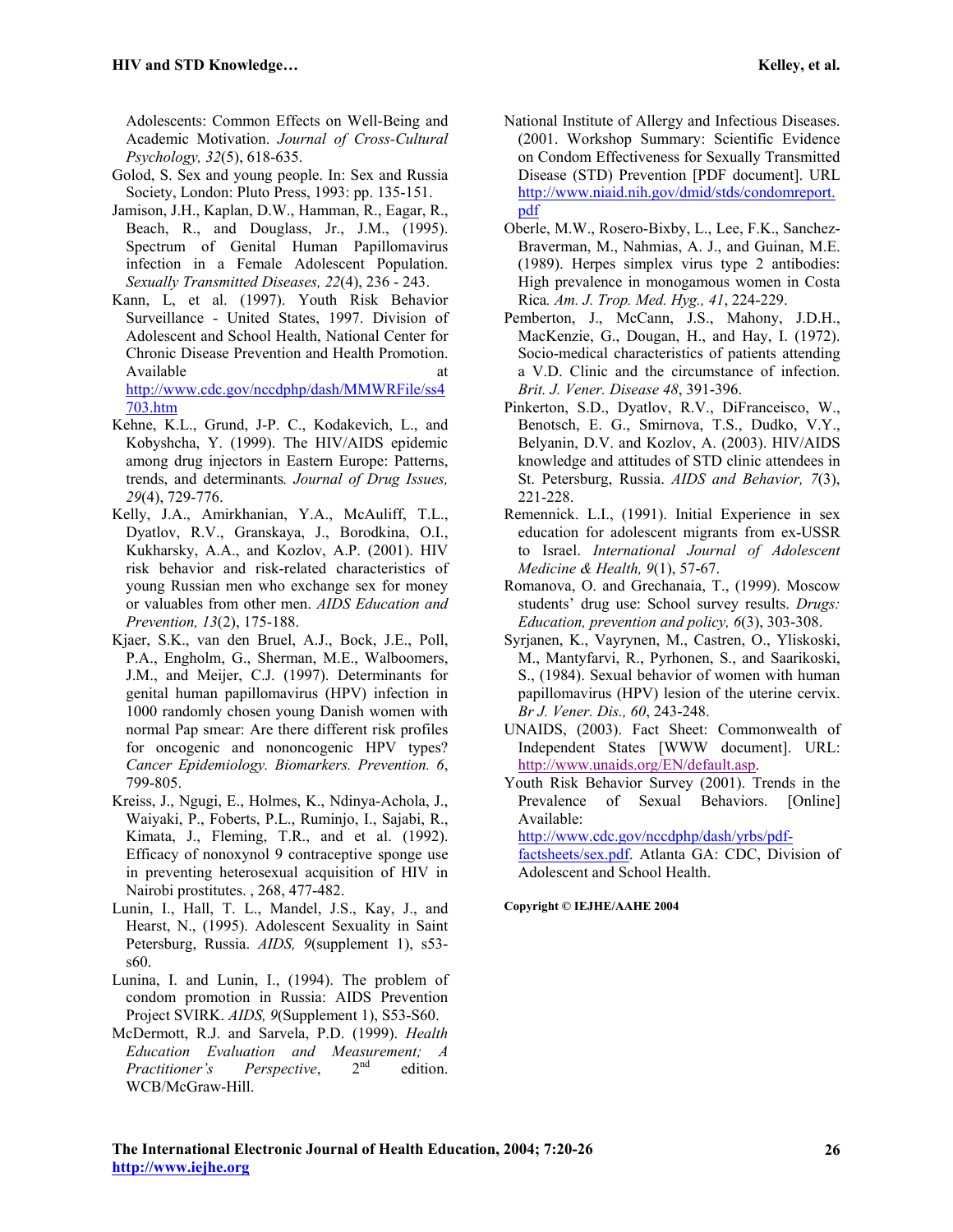Adolescents: Common Effects on Well-Being and Academic Motivation. *Journal of Cross-Cultural Psychology, 32*(5), 618-635.

Golod, S. Sex and young people. In: Sex and Russia Society, London: Pluto Press, 1993: pp. 135-151.

Jamison, J.H., Kaplan, D.W., Hamman, R., Eagar, R., Beach, R., and Douglass, Jr., J.M., (1995). Spectrum of Genital Human Papillomavirus infection in a Female Adolescent Population. *Sexually Transmitted Diseases, 22*(4), 236 - 243.

Kann, L, et al. (1997). Youth Risk Behavior Surveillance - United States, 1997. Division of Adolescent and School Health, National Center for Chronic Disease Prevention and Health Promotion. Available at http://www.cdc.gov/nccdphp/dash/MMWRFile/ss4703.htm

Kehne, K.L., Grund, J-P. C., Kodakevich, L., and Kobyshcha, Y. (1999). The HIV/AIDS epidemic among drug injectors in Eastern Europe: Patterns, trends, and determinants*. Journal of Drug Issues, 29*(4), 729-776.

Kelly, J.A., Amirkhanian, Y.A., McAuliff, T.L., Dyatlov, R.V., Granskaya, J., Borodkina, O.I., Kukharsky, A.A., and Kozlov, A.P. (2001). HIV risk behavior and risk-related characteristics of young Russian men who exchange sex for money or valuables from other men. *AIDS Education and Prevention, 13*(2), 175-188.

Kjaer, S.K., van den Bruel, A.J., Bock, J.E., Poll, P.A., Engholm, G., Sherman, M.E., Walboomers, J.M., and Meijer, C.J. (1997). Determinants for genital human papillomavirus (HPV) infection in 1000 randomly chosen young Danish women with normal Pap smear: Are there different risk profiles for oncogenic and nononcogenic HPV types? *Cancer Epidemiology. Biomarkers. Prevention. 6*, 799-805.

Kreiss, J., Ngugi, E., Holmes, K., Ndinya-Achola, J., Waiyaki, P., Foberts, P.L., Ruminjo, I., Sajabi, R., Kimata, J., Fleming, T.R., and et al. (1992). Efficacy of nonoxynol 9 contraceptive sponge use in preventing heterosexual acquisition of HIV in Nairobi prostitutes. , 268, 477-482.

Lunin, I., Hall, T. L., Mandel, J.S., Kay, J., and Hearst, N., (1995). Adolescent Sexuality in Saint Petersburg, Russia. *AIDS, 9*(supplement 1), s53-s60.

Lunina, I. and Lunin, I., (1994). The problem of condom promotion in Russia: AIDS Prevention Project SVIRK. *AIDS, 9*(Supplement 1), S53-S60.

McDermott, R.J. and Sarvela, P.D. (1999). *Health Education Evaluation and Measurement; A Practitioner's Perspective*, 2nd edition. WCB/McGraw-Hill.

National Institute of Allergy and Infectious Diseases. (2001. Workshop Summary: Scientific Evidence on Condom Effectiveness for Sexually Transmitted Disease (STD) Prevention [PDF document]. URL http://www.niaid.nih.gov/dmid/stds/condomreport.pdf

Oberle, M.W., Rosero-Bixby, L., Lee, F.K., Sanchez-Braverman, M., Nahmias, A. J., and Guinan, M.E. (1989). Herpes simplex virus type 2 antibodies: High prevalence in monogamous women in Costa Rica*. Am. J. Trop. Med. Hyg., 41*, 224-229.

Pemberton, J., McCann, J.S., Mahony, J.D.H., MacKenzie, G., Dougan, H., and Hay, I. (1972). Socio-medical characteristics of patients attending a V.D. Clinic and the circumstance of infection. *Brit. J. Vener. Disease 48*, 391-396.

Pinkerton, S.D., Dyatlov, R.V., DiFranceisco, W., Benotsch, E. G., Smirnova, T.S., Dudko, V.Y., Belyanin, D.V. and Kozlov, A. (2003). HIV/AIDS knowledge and attitudes of STD clinic attendees in St. Petersburg, Russia. *AIDS and Behavior, 7*(3), 221-228.

Remennick. L.I., (1991). Initial Experience in sex education for adolescent migrants from ex-USSR to Israel. *International Journal of Adolescent Medicine & Health, 9*(1), 57-67.

Romanova, O. and Grechanaia, T., (1999). Moscow students' drug use: School survey results. *Drugs: Education, prevention and policy, 6*(3), 303-308.

Syrjanen, K., Vayrynen, M., Castren, O., Yliskoski, M., Mantyfarvi, R., Pyrhonen, S., and Saarikoski, S., (1984). Sexual behavior of women with human papillomavirus (HPV) lesion of the uterine cervix. *Br J. Vener. Dis., 60*, 243-248.

UNAIDS, (2003). Fact Sheet: Commonwealth of Independent States [WWW document]. URL: http://www.unaids.org/EN/default.asp.

Youth Risk Behavior Survey (2001). Trends in the Prevalence of Sexual Behaviors. [Online] Available: http://www.cdc.gov/nccdphp/dash/yrbs/pdf-factsheets/sex.pdf. Atlanta GA: CDC, Division of Adolescent and School Health.

**Copyright © IEJHE/AAHE 2004**